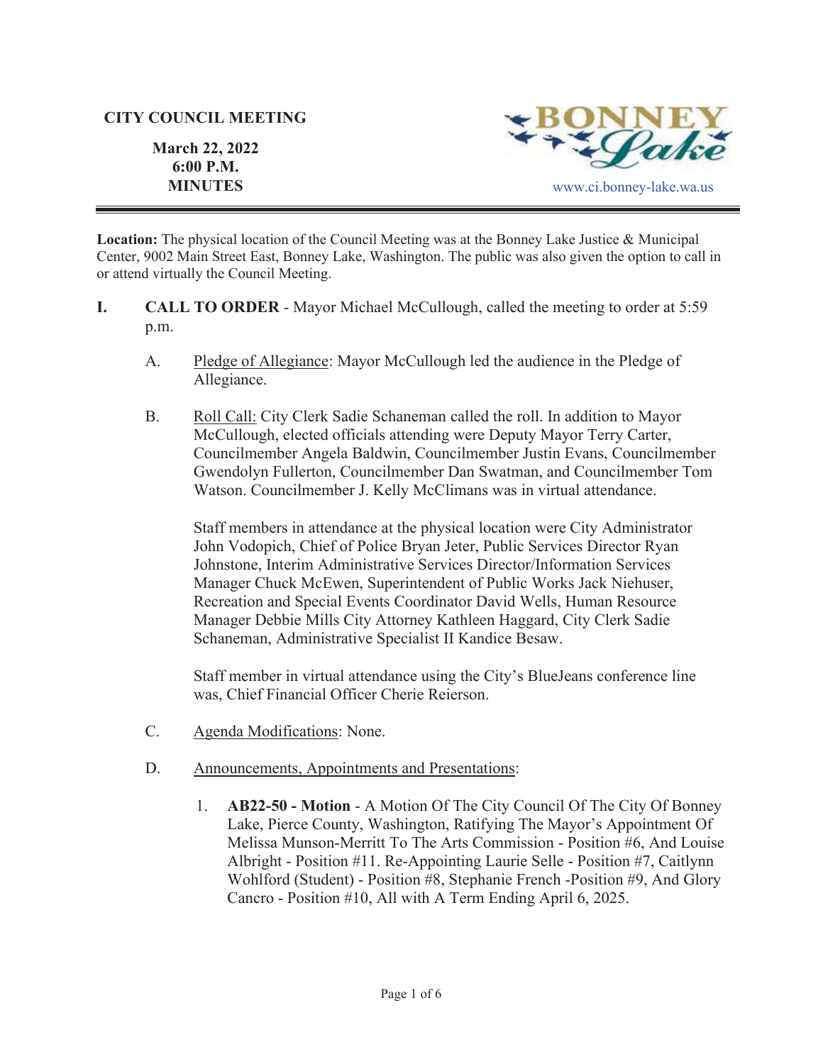**CITY COUNCIL MEETING**

**March 22, 2022**
**6:00 P.M.**
**MINUTES**

BONNEY Lake

www.ci.bonney-lake.wa.us

---

**Location:** The physical location of the Council Meeting was at the Bonney Lake Justice & Municipal Center, 9002 Main Street East, Bonney Lake, Washington. The public was also given the option to call in or attend virtually the Council Meeting.

**I. CALL TO ORDER** - Mayor Michael McCullough, called the meeting to order at 5:59 p.m.

A. Pledge of Allegiance: Mayor McCullough led the audience in the Pledge of Allegiance.

B. Roll Call: City Clerk Sadie Schaneman called the roll. In addition to Mayor McCullough, elected officials attending were Deputy Mayor Terry Carter, Councilmember Angela Baldwin, Councilmember Justin Evans, Councilmember Gwendolyn Fullerton, Councilmember Dan Swatman, and Councilmember Tom Watson. Councilmember J. Kelly McClimans was in virtual attendance.

Staff members in attendance at the physical location were City Administrator John Vodopich, Chief of Police Bryan Jeter, Public Services Director Ryan Johnstone, Interim Administrative Services Director/Information Services Manager Chuck McEwen, Superintendent of Public Works Jack Niehuser, Recreation and Special Events Coordinator David Wells, Human Resource Manager Debbie Mills City Attorney Kathleen Haggard, City Clerk Sadie Schaneman, Administrative Specialist II Kandice Besaw.

Staff member in virtual attendance using the City's BlueJeans conference line was, Chief Financial Officer Cherie Reierson.

C. Agenda Modifications: None.

D. Announcements, Appointments and Presentations:

1. **AB22-50 - Motion** - A Motion Of The City Council Of The City Of Bonney Lake, Pierce County, Washington, Ratifying The Mayor's Appointment Of Melissa Munson-Merritt To The Arts Commission - Position #6, And Louise Albright - Position #11. Re-Appointing Laurie Selle - Position #7, Caitlynn Wohlford (Student) - Position #8, Stephanie French -Position #9, And Glory Cancro - Position #10, All with A Term Ending April 6, 2025.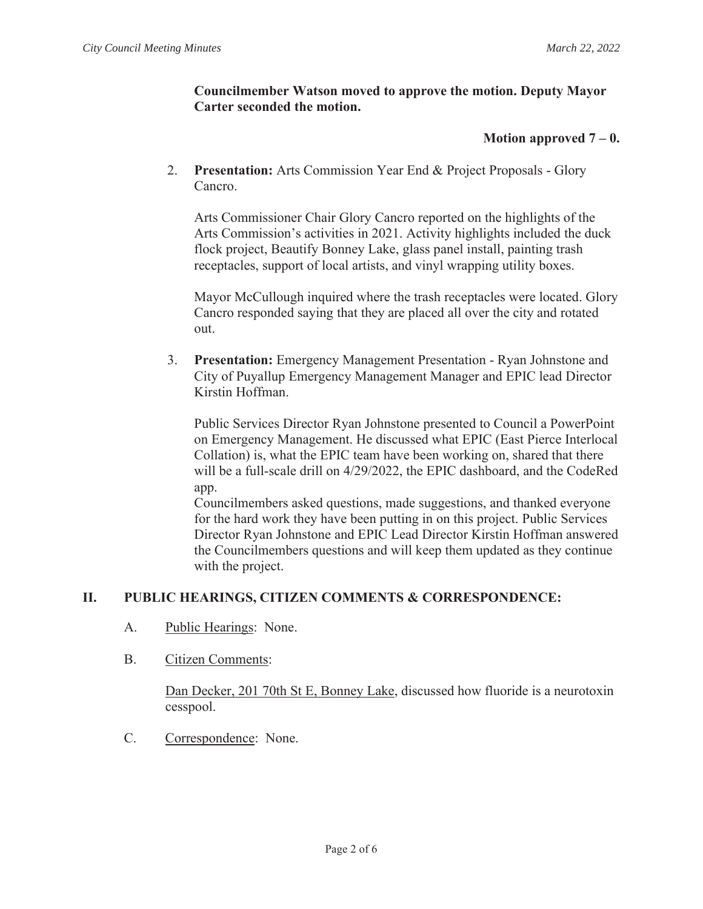**Councilmember Watson moved to approve the motion. Deputy Mayor Carter seconded the motion.**

**Motion approved 7 – 0.**

2. **Presentation:** Arts Commission Year End & Project Proposals - Glory Cancro.

   Arts Commissioner Chair Glory Cancro reported on the highlights of the Arts Commission's activities in 2021. Activity highlights included the duck flock project, Beautify Bonney Lake, glass panel install, painting trash receptacles, support of local artists, and vinyl wrapping utility boxes.

   Mayor McCullough inquired where the trash receptacles were located. Glory Cancro responded saying that they are placed all over the city and rotated out.

3. **Presentation:** Emergency Management Presentation - Ryan Johnstone and City of Puyallup Emergency Management Manager and EPIC lead Director Kirstin Hoffman.

   Public Services Director Ryan Johnstone presented to Council a PowerPoint on Emergency Management. He discussed what EPIC (East Pierce Interlocal Collation) is, what the EPIC team have been working on, shared that there will be a full-scale drill on 4/29/2022, the EPIC dashboard, and the CodeRed app.
   Councilmembers asked questions, made suggestions, and thanked everyone for the hard work they have been putting in on this project. Public Services Director Ryan Johnstone and EPIC Lead Director Kirstin Hoffman answered the Councilmembers questions and will keep them updated as they continue with the project.

## II. PUBLIC HEARINGS, CITIZEN COMMENTS & CORRESPONDENCE:

A. Public Hearings: None.

B. Citizen Comments:

   Dan Decker, 201 70th St E, Bonney Lake, discussed how fluoride is a neurotoxin cesspool.

C. Correspondence: None.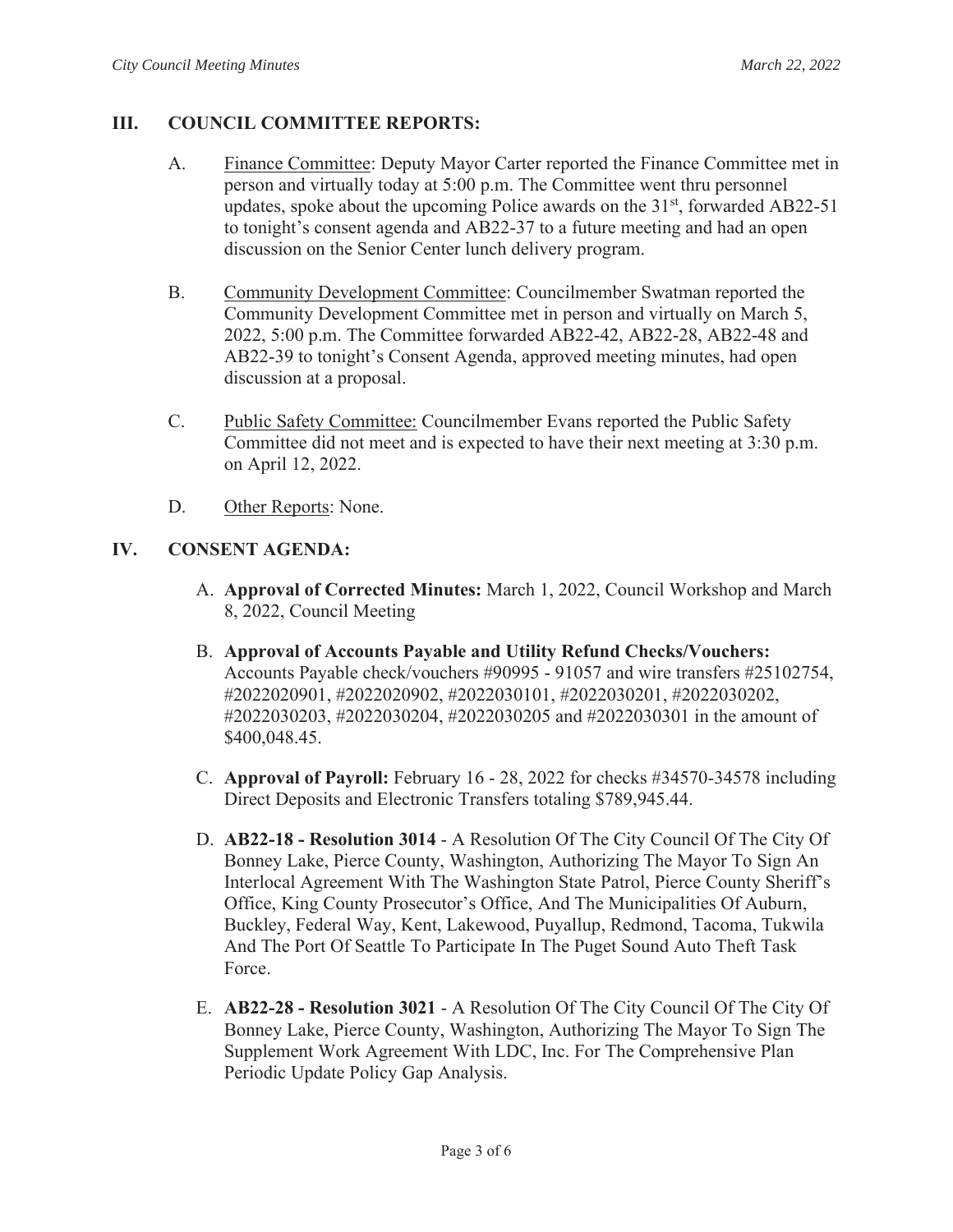## III. COUNCIL COMMITTEE REPORTS:

A. Finance Committee: Deputy Mayor Carter reported the Finance Committee met in person and virtually today at 5:00 p.m. The Committee went thru personnel updates, spoke about the upcoming Police awards on the 31st, forwarded AB22-51 to tonight's consent agenda and AB22-37 to a future meeting and had an open discussion on the Senior Center lunch delivery program.

B. Community Development Committee: Councilmember Swatman reported the Community Development Committee met in person and virtually on March 5, 2022, 5:00 p.m. The Committee forwarded AB22-42, AB22-28, AB22-48 and AB22-39 to tonight's Consent Agenda, approved meeting minutes, had open discussion at a proposal.

C. Public Safety Committee: Councilmember Evans reported the Public Safety Committee did not meet and is expected to have their next meeting at 3:30 p.m. on April 12, 2022.

D. Other Reports: None.

## IV. CONSENT AGENDA:

A. **Approval of Corrected Minutes:** March 1, 2022, Council Workshop and March 8, 2022, Council Meeting

B. **Approval of Accounts Payable and Utility Refund Checks/Vouchers:** Accounts Payable check/vouchers #90995 - 91057 and wire transfers #25102754, #2022020901, #2022020902, #2022030101, #2022030201, #2022030202, #2022030203, #2022030204, #2022030205 and #2022030301 in the amount of $400,048.45.

C. **Approval of Payroll:** February 16 - 28, 2022 for checks #34570-34578 including Direct Deposits and Electronic Transfers totaling $789,945.44.

D. **AB22-18 - Resolution 3014** - A Resolution Of The City Council Of The City Of Bonney Lake, Pierce County, Washington, Authorizing The Mayor To Sign An Interlocal Agreement With The Washington State Patrol, Pierce County Sheriff's Office, King County Prosecutor's Office, And The Municipalities Of Auburn, Buckley, Federal Way, Kent, Lakewood, Puyallup, Redmond, Tacoma, Tukwila And The Port Of Seattle To Participate In The Puget Sound Auto Theft Task Force.

E. **AB22-28 - Resolution 3021** - A Resolution Of The City Council Of The City Of Bonney Lake, Pierce County, Washington, Authorizing The Mayor To Sign The Supplement Work Agreement With LDC, Inc. For The Comprehensive Plan Periodic Update Policy Gap Analysis.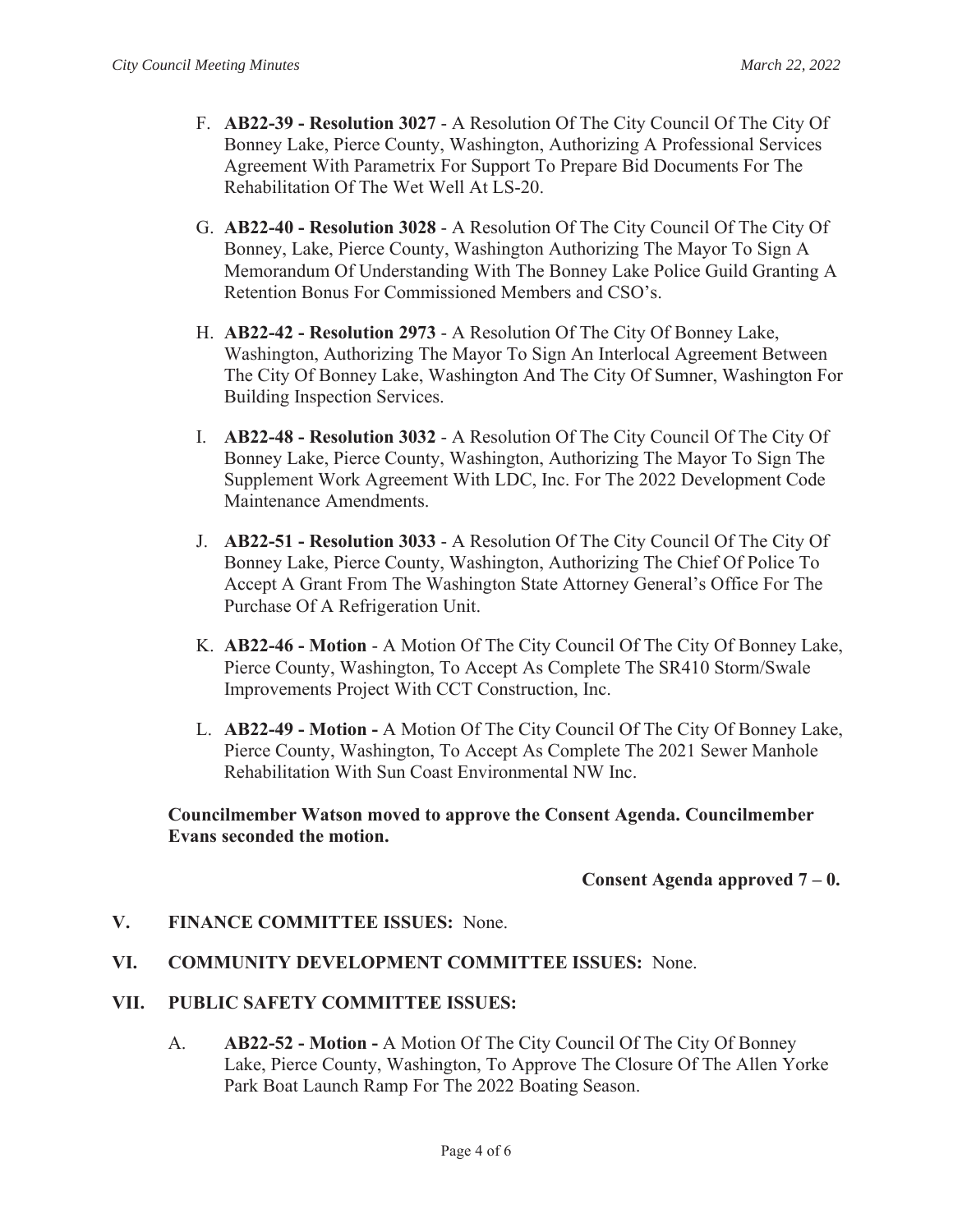F. **AB22-39 - Resolution 3027** - A Resolution Of The City Council Of The City Of Bonney Lake, Pierce County, Washington, Authorizing A Professional Services Agreement With Parametrix For Support To Prepare Bid Documents For The Rehabilitation Of The Wet Well At LS-20.

G. **AB22-40 - Resolution 3028** - A Resolution Of The City Council Of The City Of Bonney, Lake, Pierce County, Washington Authorizing The Mayor To Sign A Memorandum Of Understanding With The Bonney Lake Police Guild Granting A Retention Bonus For Commissioned Members and CSO's.

H. **AB22-42 - Resolution 2973** - A Resolution Of The City Of Bonney Lake, Washington, Authorizing The Mayor To Sign An Interlocal Agreement Between The City Of Bonney Lake, Washington And The City Of Sumner, Washington For Building Inspection Services.

I. **AB22-48 - Resolution 3032** - A Resolution Of The City Council Of The City Of Bonney Lake, Pierce County, Washington, Authorizing The Mayor To Sign The Supplement Work Agreement With LDC, Inc. For The 2022 Development Code Maintenance Amendments.

J. **AB22-51 - Resolution 3033** - A Resolution Of The City Council Of The City Of Bonney Lake, Pierce County, Washington, Authorizing The Chief Of Police To Accept A Grant From The Washington State Attorney General's Office For The Purchase Of A Refrigeration Unit.

K. **AB22-46 - Motion** - A Motion Of The City Council Of The City Of Bonney Lake, Pierce County, Washington, To Accept As Complete The SR410 Storm/Swale Improvements Project With CCT Construction, Inc.

L. **AB22-49 - Motion -** A Motion Of The City Council Of The City Of Bonney Lake, Pierce County, Washington, To Accept As Complete The 2021 Sewer Manhole Rehabilitation With Sun Coast Environmental NW Inc.

**Councilmember Watson moved to approve the Consent Agenda. Councilmember Evans seconded the motion.**

**Consent Agenda approved 7 – 0.**

**V. FINANCE COMMITTEE ISSUES:** None.

**VI. COMMUNITY DEVELOPMENT COMMITTEE ISSUES:** None.

**VII. PUBLIC SAFETY COMMITTEE ISSUES:**

A. **AB22-52 - Motion -** A Motion Of The City Council Of The City Of Bonney Lake, Pierce County, Washington, To Approve The Closure Of The Allen Yorke Park Boat Launch Ramp For The 2022 Boating Season.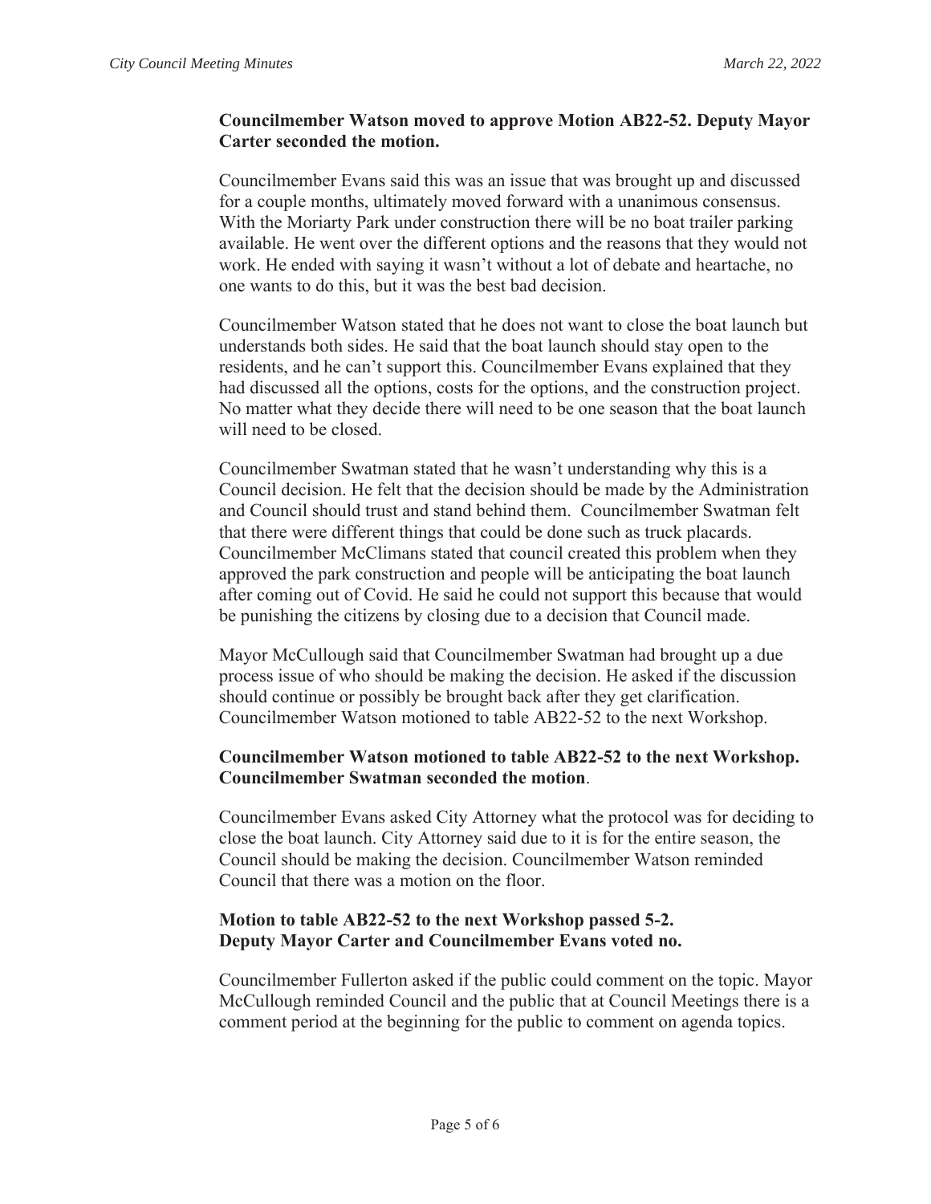**Councilmember Watson moved to approve Motion AB22-52. Deputy Mayor Carter seconded the motion.**

Councilmember Evans said this was an issue that was brought up and discussed for a couple months, ultimately moved forward with a unanimous consensus. With the Moriarty Park under construction there will be no boat trailer parking available. He went over the different options and the reasons that they would not work. He ended with saying it wasn't without a lot of debate and heartache, no one wants to do this, but it was the best bad decision.

Councilmember Watson stated that he does not want to close the boat launch but understands both sides. He said that the boat launch should stay open to the residents, and he can't support this. Councilmember Evans explained that they had discussed all the options, costs for the options, and the construction project. No matter what they decide there will need to be one season that the boat launch will need to be closed.

Councilmember Swatman stated that he wasn't understanding why this is a Council decision. He felt that the decision should be made by the Administration and Council should trust and stand behind them. Councilmember Swatman felt that there were different things that could be done such as truck placards. Councilmember McClimans stated that council created this problem when they approved the park construction and people will be anticipating the boat launch after coming out of Covid. He said he could not support this because that would be punishing the citizens by closing due to a decision that Council made.

Mayor McCullough said that Councilmember Swatman had brought up a due process issue of who should be making the decision. He asked if the discussion should continue or possibly be brought back after they get clarification. Councilmember Watson motioned to table AB22-52 to the next Workshop.

**Councilmember Watson motioned to table AB22-52 to the next Workshop. Councilmember Swatman seconded the motion**.

Councilmember Evans asked City Attorney what the protocol was for deciding to close the boat launch. City Attorney said due to it is for the entire season, the Council should be making the decision. Councilmember Watson reminded Council that there was a motion on the floor.

**Motion to table AB22-52 to the next Workshop passed 5-2.**
**Deputy Mayor Carter and Councilmember Evans voted no.**

Councilmember Fullerton asked if the public could comment on the topic. Mayor McCullough reminded Council and the public that at Council Meetings there is a comment period at the beginning for the public to comment on agenda topics.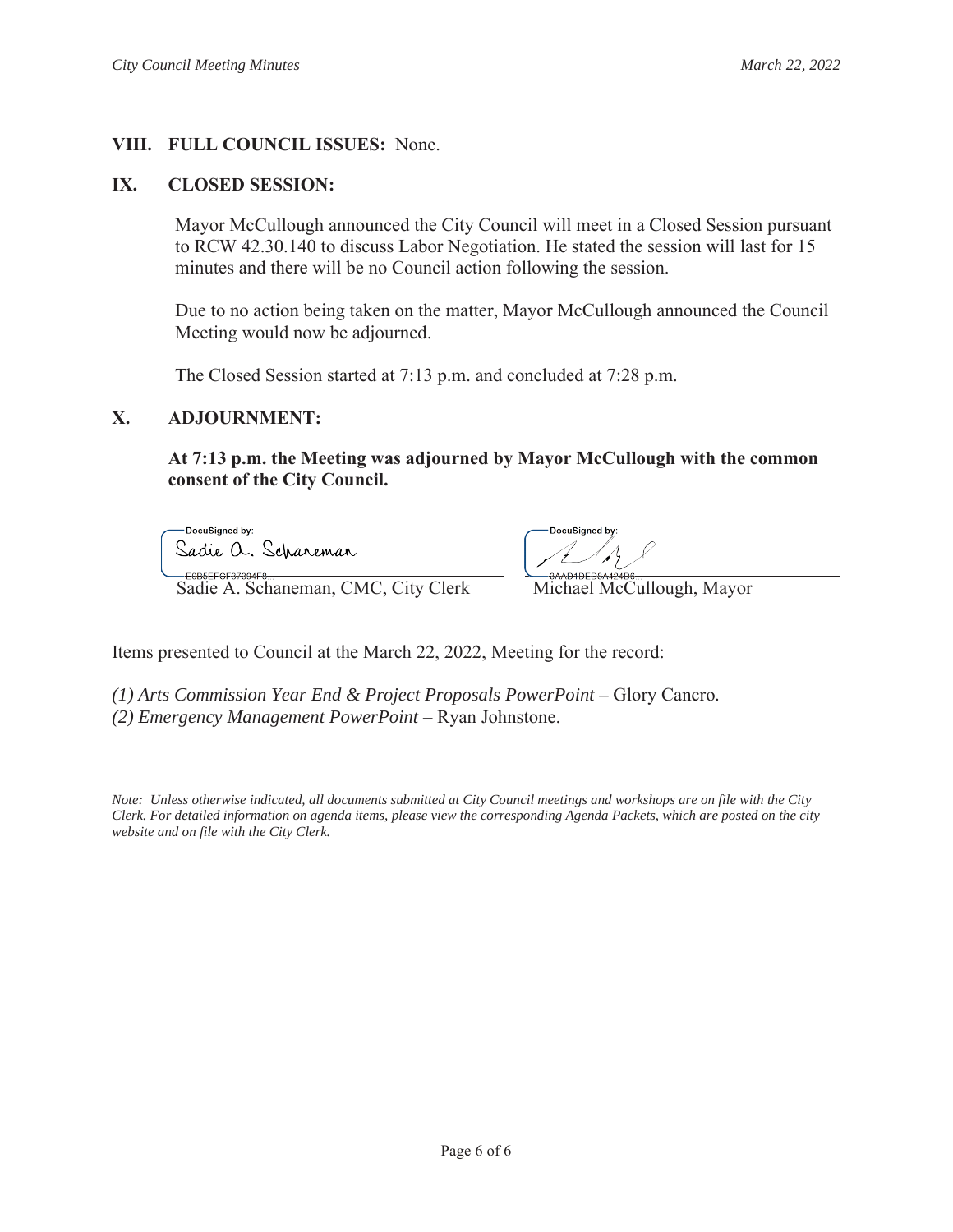## VIII. FULL COUNCIL ISSUES: None.

## IX. CLOSED SESSION:

Mayor McCullough announced the City Council will meet in a Closed Session pursuant to RCW 42.30.140 to discuss Labor Negotiation. He stated the session will last for 15 minutes and there will be no Council action following the session.

Due to no action being taken on the matter, Mayor McCullough announced the Council Meeting would now be adjourned.

The Closed Session started at 7:13 p.m. and concluded at 7:28 p.m.

## X. ADJOURNMENT:

**At 7:13 p.m. the Meeting was adjourned by Mayor McCullough with the common consent of the City Council.**

DocuSigned by:
Sadie A. Schaneman
E0B5EFCF37394F8...
Sadie A. Schaneman, CMC, City Clerk

DocuSigned by:
3AAD1DED8A424D6...
Michael McCullough, Mayor

Items presented to Council at the March 22, 2022, Meeting for the record:

*(1) Arts Commission Year End & Project Proposals PowerPoint* – Glory Cancro.
*(2) Emergency Management PowerPoint* – Ryan Johnstone.

*Note: Unless otherwise indicated, all documents submitted at City Council meetings and workshops are on file with the City Clerk. For detailed information on agenda items, please view the corresponding Agenda Packets, which are posted on the city website and on file with the City Clerk.*